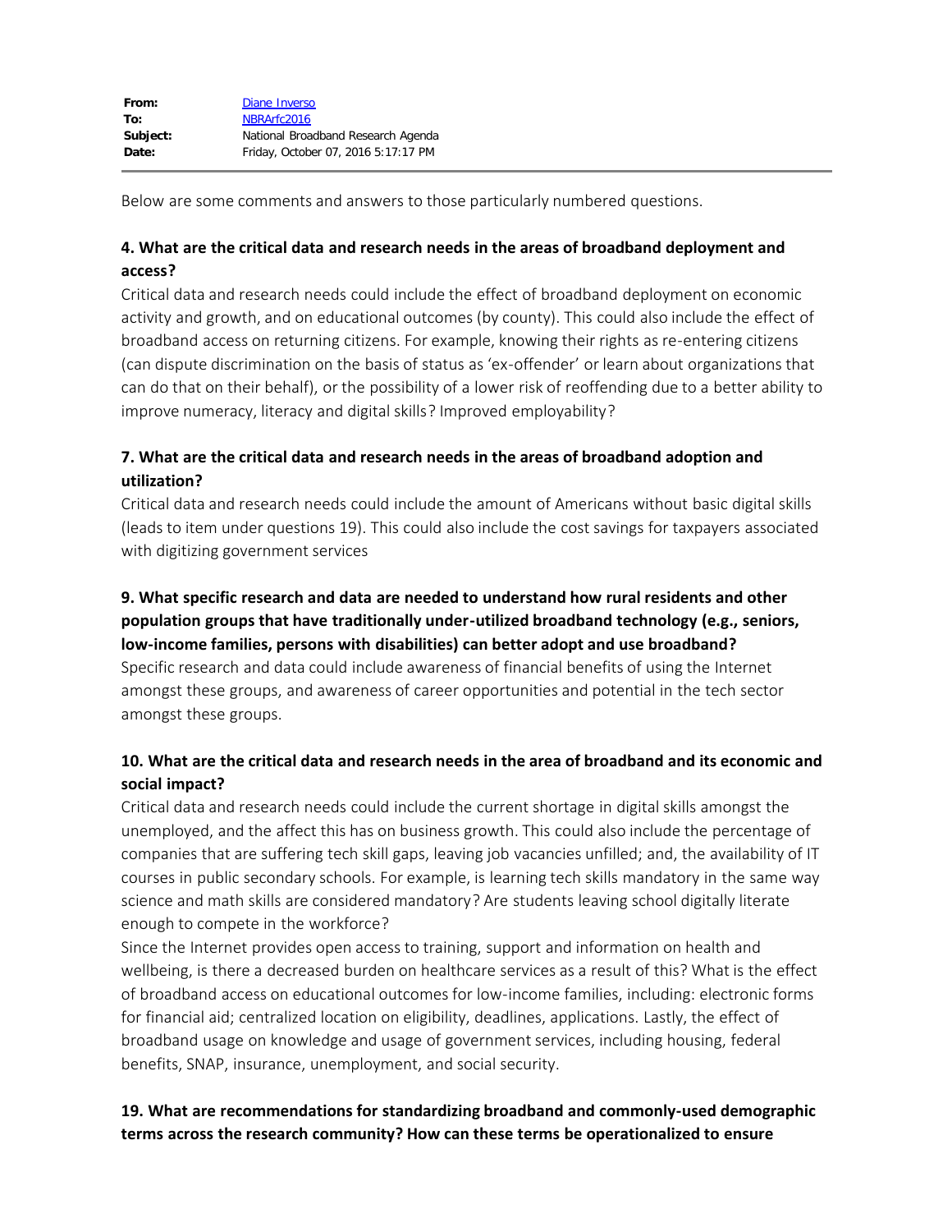| | |
|---|---|
| **From:** | Diane Inverso |
| **To:** | NBRArfc2016 |
| **Subject:** | National Broadband Research Agenda |
| **Date:** | Friday, October 07, 2016 5:17:17 PM |

---

Below are some comments and answers to those particularly numbered questions.

**4. What are the critical data and research needs in the areas of broadband deployment and access?**

Critical data and research needs could include the effect of broadband deployment on economic activity and growth, and on educational outcomes (by county). This could also include the effect of broadband access on returning citizens. For example, knowing their rights as re-entering citizens (can dispute discrimination on the basis of status as 'ex-offender' or learn about organizations that can do that on their behalf), or the possibility of a lower risk of reoffending due to a better ability to improve numeracy, literacy and digital skills? Improved employability?

**7. What are the critical data and research needs in the areas of broadband adoption and utilization?**

Critical data and research needs could include the amount of Americans without basic digital skills (leads to item under questions 19). This could also include the cost savings for taxpayers associated with digitizing government services

**9. What specific research and data are needed to understand how rural residents and other population groups that have traditionally under-utilized broadband technology (e.g., seniors, low-income families, persons with disabilities) can better adopt and use broadband?**

Specific research and data could include awareness of financial benefits of using the Internet amongst these groups, and awareness of career opportunities and potential in the tech sector amongst these groups.

**10. What are the critical data and research needs in the area of broadband and its economic and social impact?**

Critical data and research needs could include the current shortage in digital skills amongst the unemployed, and the affect this has on business growth. This could also include the percentage of companies that are suffering tech skill gaps, leaving job vacancies unfilled; and, the availability of IT courses in public secondary schools. For example, is learning tech skills mandatory in the same way science and math skills are considered mandatory? Are students leaving school digitally literate enough to compete in the workforce?

Since the Internet provides open access to training, support and information on health and wellbeing, is there a decreased burden on healthcare services as a result of this? What is the effect of broadband access on educational outcomes for low-income families, including: electronic forms for financial aid; centralized location on eligibility, deadlines, applications. Lastly, the effect of broadband usage on knowledge and usage of government services, including housing, federal benefits, SNAP, insurance, unemployment, and social security.

**19. What are recommendations for standardizing broadband and commonly-used demographic terms across the research community? How can these terms be operationalized to ensure**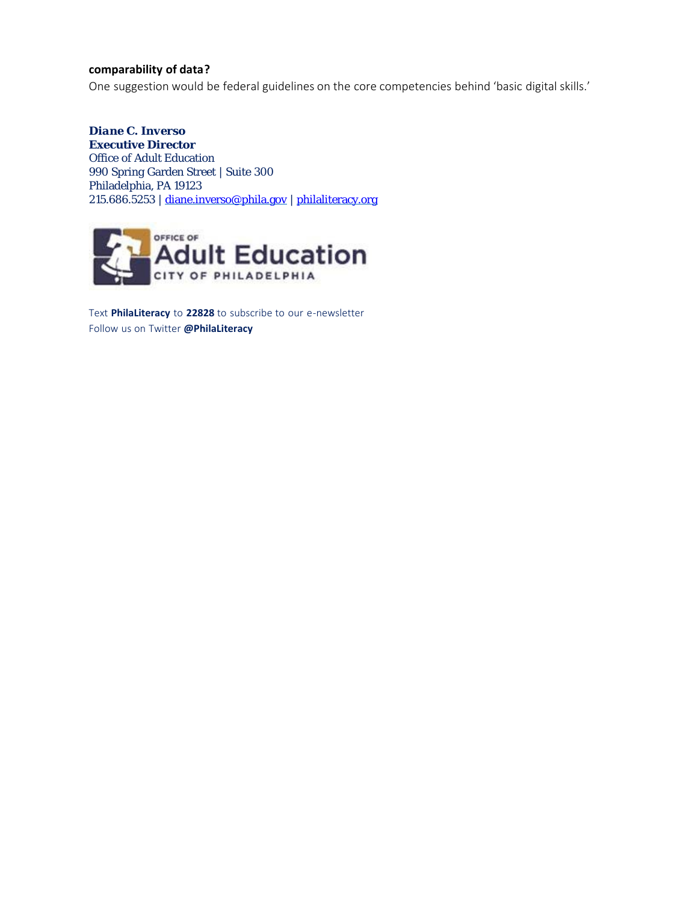**comparability of data?**

One suggestion would be federal guidelines on the core competencies behind 'basic digital skills.'

***Diane C. Inverso***
**Executive Director**
Office of Adult Education
990 Spring Garden Street | Suite 300
Philadelphia, PA 19123
215.686.5253 | diane.inverso@phila.gov | philaliteracy.org

OFFICE OF
Adult Education
CITY OF PHILADELPHIA

Text **PhilaLiteracy** to **22828** to subscribe to our e-newsletter
Follow us on Twitter **@PhilaLiteracy**